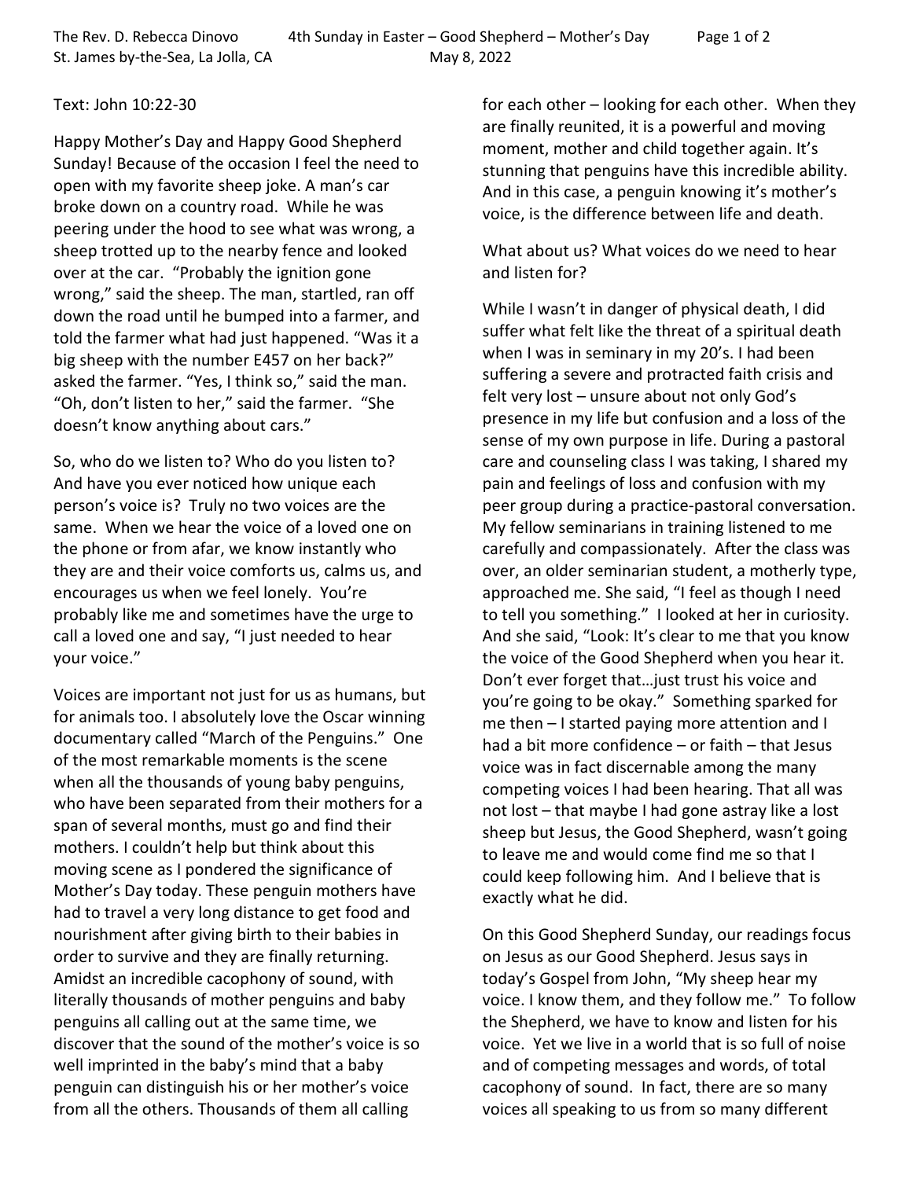Text: John 10:22-30

Happy Mother's Day and Happy Good Shepherd Sunday! Because of the occasion I feel the need to open with my favorite sheep joke. A man's car broke down on a country road. While he was peering under the hood to see what was wrong, a sheep trotted up to the nearby fence and looked over at the car. "Probably the ignition gone wrong," said the sheep. The man, startled, ran off down the road until he bumped into a farmer, and told the farmer what had just happened. "Was it a big sheep with the number E457 on her back?" asked the farmer. "Yes, I think so," said the man. "Oh, don't listen to her," said the farmer. "She doesn't know anything about cars."

So, who do we listen to? Who do you listen to? And have you ever noticed how unique each person's voice is? Truly no two voices are the same. When we hear the voice of a loved one on the phone or from afar, we know instantly who they are and their voice comforts us, calms us, and encourages us when we feel lonely. You're probably like me and sometimes have the urge to call a loved one and say, "I just needed to hear your voice."

Voices are important not just for us as humans, but for animals too. I absolutely love the Oscar winning documentary called "March of the Penguins." One of the most remarkable moments is the scene when all the thousands of young baby penguins, who have been separated from their mothers for a span of several months, must go and find their mothers. I couldn't help but think about this moving scene as I pondered the significance of Mother's Day today. These penguin mothers have had to travel a very long distance to get food and nourishment after giving birth to their babies in order to survive and they are finally returning. Amidst an incredible cacophony of sound, with literally thousands of mother penguins and baby penguins all calling out at the same time, we discover that the sound of the mother's voice is so well imprinted in the baby's mind that a baby penguin can distinguish his or her mother's voice from all the others. Thousands of them all calling for each other – looking for each other. When they are finally reunited, it is a powerful and moving moment, mother and child together again. It's stunning that penguins have this incredible ability. And in this case, a penguin knowing it's mother's voice, is the difference between life and death.

What about us? What voices do we need to hear and listen for?

While I wasn't in danger of physical death, I did suffer what felt like the threat of a spiritual death when I was in seminary in my 20's. I had been suffering a severe and protracted faith crisis and felt very lost – unsure about not only God's presence in my life but confusion and a loss of the sense of my own purpose in life. During a pastoral care and counseling class I was taking, I shared my pain and feelings of loss and confusion with my peer group during a practice-pastoral conversation. My fellow seminarians in training listened to me carefully and compassionately. After the class was over, an older seminarian student, a motherly type, approached me. She said, "I feel as though I need to tell you something." I looked at her in curiosity. And she said, "Look: It's clear to me that you know the voice of the Good Shepherd when you hear it. Don't ever forget that…just trust his voice and you're going to be okay." Something sparked for me then – I started paying more attention and I had a bit more confidence – or faith – that Jesus voice was in fact discernable among the many competing voices I had been hearing. That all was not lost – that maybe I had gone astray like a lost sheep but Jesus, the Good Shepherd, wasn't going to leave me and would come find me so that I could keep following him. And I believe that is exactly what he did.

On this Good Shepherd Sunday, our readings focus on Jesus as our Good Shepherd. Jesus says in today's Gospel from John, "My sheep hear my voice. I know them, and they follow me." To follow the Shepherd, we have to know and listen for his voice. Yet we live in a world that is so full of noise and of competing messages and words, of total cacophony of sound. In fact, there are so many voices all speaking to us from so many different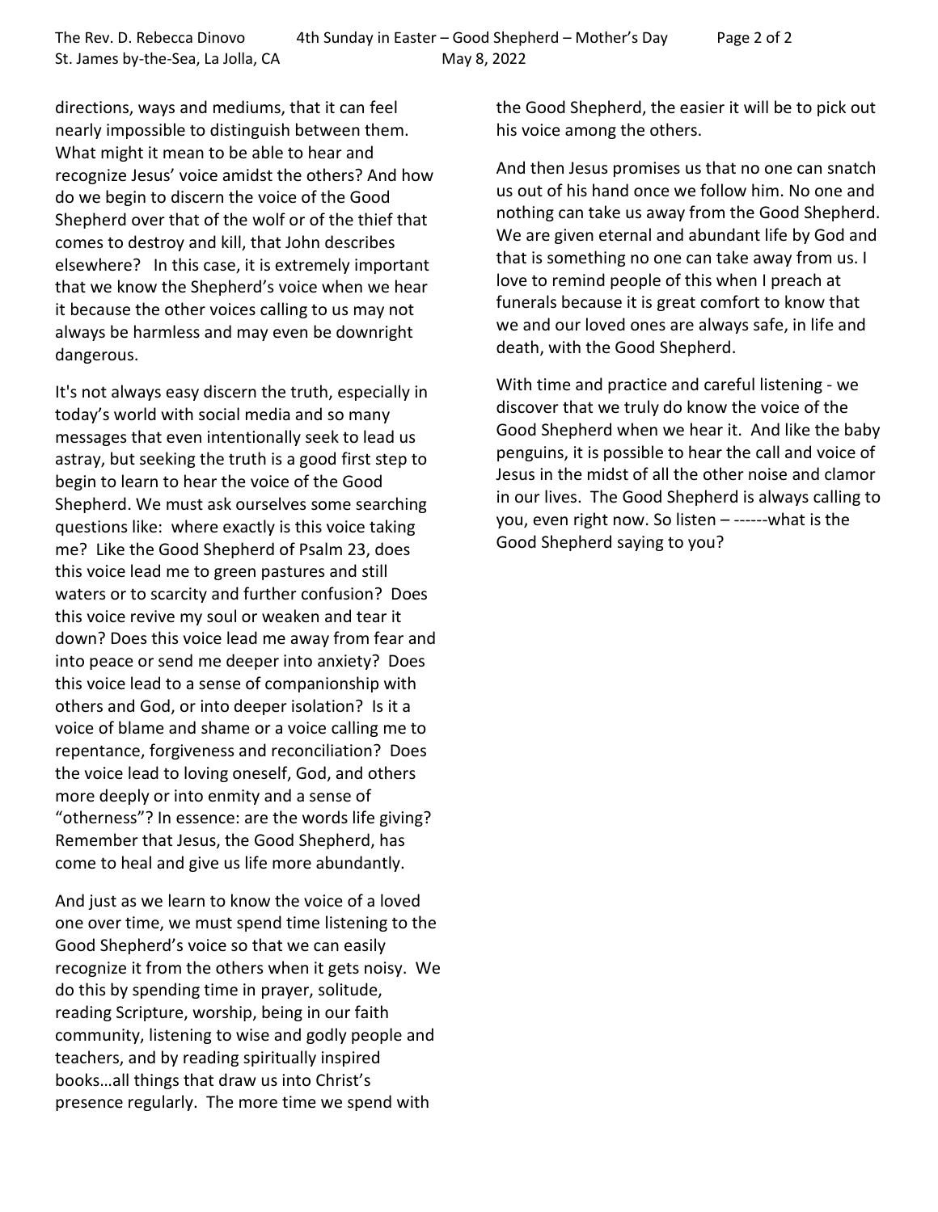directions, ways and mediums, that it can feel nearly impossible to distinguish between them. What might it mean to be able to hear and recognize Jesus' voice amidst the others? And how do we begin to discern the voice of the Good Shepherd over that of the wolf or of the thief that comes to destroy and kill, that John describes elsewhere? In this case, it is extremely important that we know the Shepherd's voice when we hear it because the other voices calling to us may not always be harmless and may even be downright dangerous.

It's not always easy discern the truth, especially in today's world with social media and so many messages that even intentionally seek to lead us astray, but seeking the truth is a good first step to begin to learn to hear the voice of the Good Shepherd. We must ask ourselves some searching questions like: where exactly is this voice taking me? Like the Good Shepherd of Psalm 23, does this voice lead me to green pastures and still waters or to scarcity and further confusion? Does this voice revive my soul or weaken and tear it down? Does this voice lead me away from fear and into peace or send me deeper into anxiety? Does this voice lead to a sense of companionship with others and God, or into deeper isolation? Is it a voice of blame and shame or a voice calling me to repentance, forgiveness and reconciliation? Does the voice lead to loving oneself, God, and others more deeply or into enmity and a sense of "otherness"? In essence: are the words life giving? Remember that Jesus, the Good Shepherd, has come to heal and give us life more abundantly.

And just as we learn to know the voice of a loved one over time, we must spend time listening to the Good Shepherd's voice so that we can easily recognize it from the others when it gets noisy. We do this by spending time in prayer, solitude, reading Scripture, worship, being in our faith community, listening to wise and godly people and teachers, and by reading spiritually inspired books…all things that draw us into Christ's presence regularly. The more time we spend with the Good Shepherd, the easier it will be to pick out his voice among the others.

And then Jesus promises us that no one can snatch us out of his hand once we follow him. No one and nothing can take us away from the Good Shepherd. We are given eternal and abundant life by God and that is something no one can take away from us. I love to remind people of this when I preach at funerals because it is great comfort to know that we and our loved ones are always safe, in life and death, with the Good Shepherd.

With time and practice and careful listening - we discover that we truly do know the voice of the Good Shepherd when we hear it. And like the baby penguins, it is possible to hear the call and voice of Jesus in the midst of all the other noise and clamor in our lives. The Good Shepherd is always calling to you, even right now. So listen – ------what is the Good Shepherd saying to you?